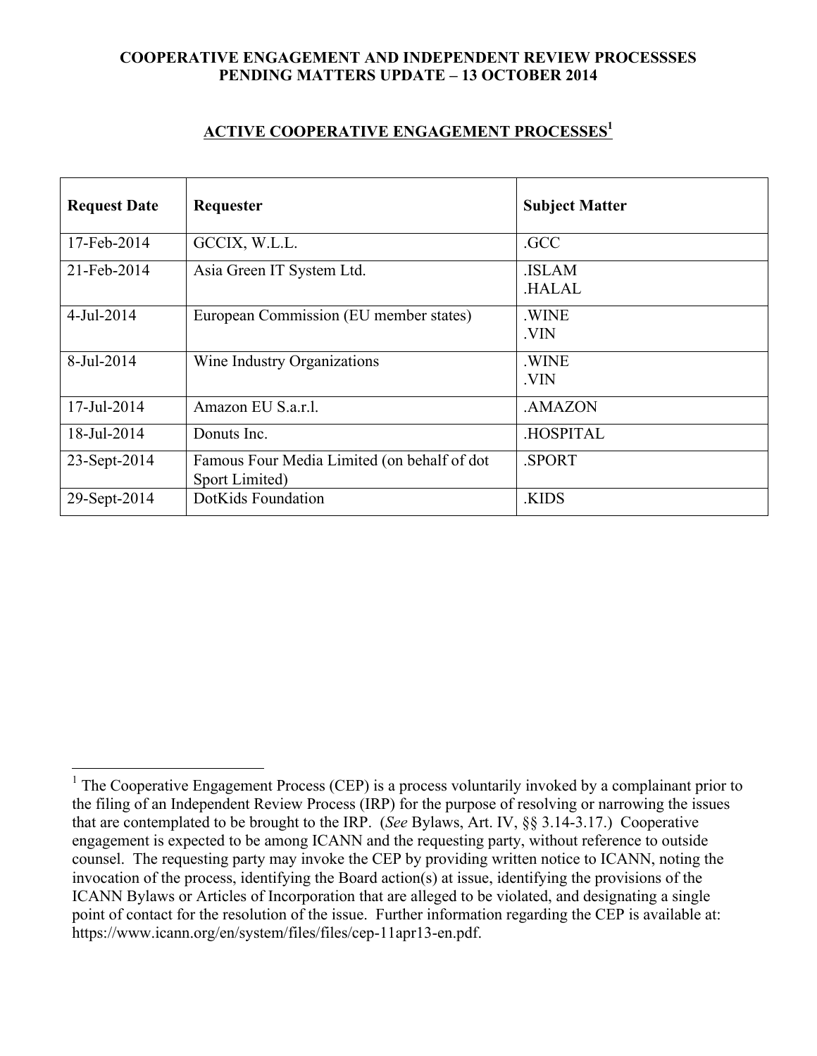**COOPERATIVE ENGAGEMENT AND INDEPENDENT REVIEW PROCESSSES**
**PENDING MATTERS UPDATE – 13 OCTOBER 2014**

## ACTIVE COOPERATIVE ENGAGEMENT PROCESSES[1]

| Request Date | Requester | Subject Matter |
|---|---|---|
| 17-Feb-2014 | GCCIX, W.L.L. | .GCC |
| 21-Feb-2014 | Asia Green IT System Ltd. | .ISLAM<br>.HALAL |
| 4-Jul-2014 | European Commission (EU member states) | .WINE<br>.VIN |
| 8-Jul-2014 | Wine Industry Organizations | .WINE<br>.VIN |
| 17-Jul-2014 | Amazon EU S.a.r.l. | .AMAZON |
| 18-Jul-2014 | Donuts Inc. | .HOSPITAL |
| 23-Sept-2014 | Famous Four Media Limited (on behalf of dot Sport Limited) | .SPORT |
| 29-Sept-2014 | DotKids Foundation | .KIDS |

[1] The Cooperative Engagement Process (CEP) is a process voluntarily invoked by a complainant prior to the filing of an Independent Review Process (IRP) for the purpose of resolving or narrowing the issues that are contemplated to be brought to the IRP. (*See* Bylaws, Art. IV, §§ 3.14-3.17.) Cooperative engagement is expected to be among ICANN and the requesting party, without reference to outside counsel. The requesting party may invoke the CEP by providing written notice to ICANN, noting the invocation of the process, identifying the Board action(s) at issue, identifying the provisions of the ICANN Bylaws or Articles of Incorporation that are alleged to be violated, and designating a single point of contact for the resolution of the issue. Further information regarding the CEP is available at: https://www.icann.org/en/system/files/files/cep-11apr13-en.pdf.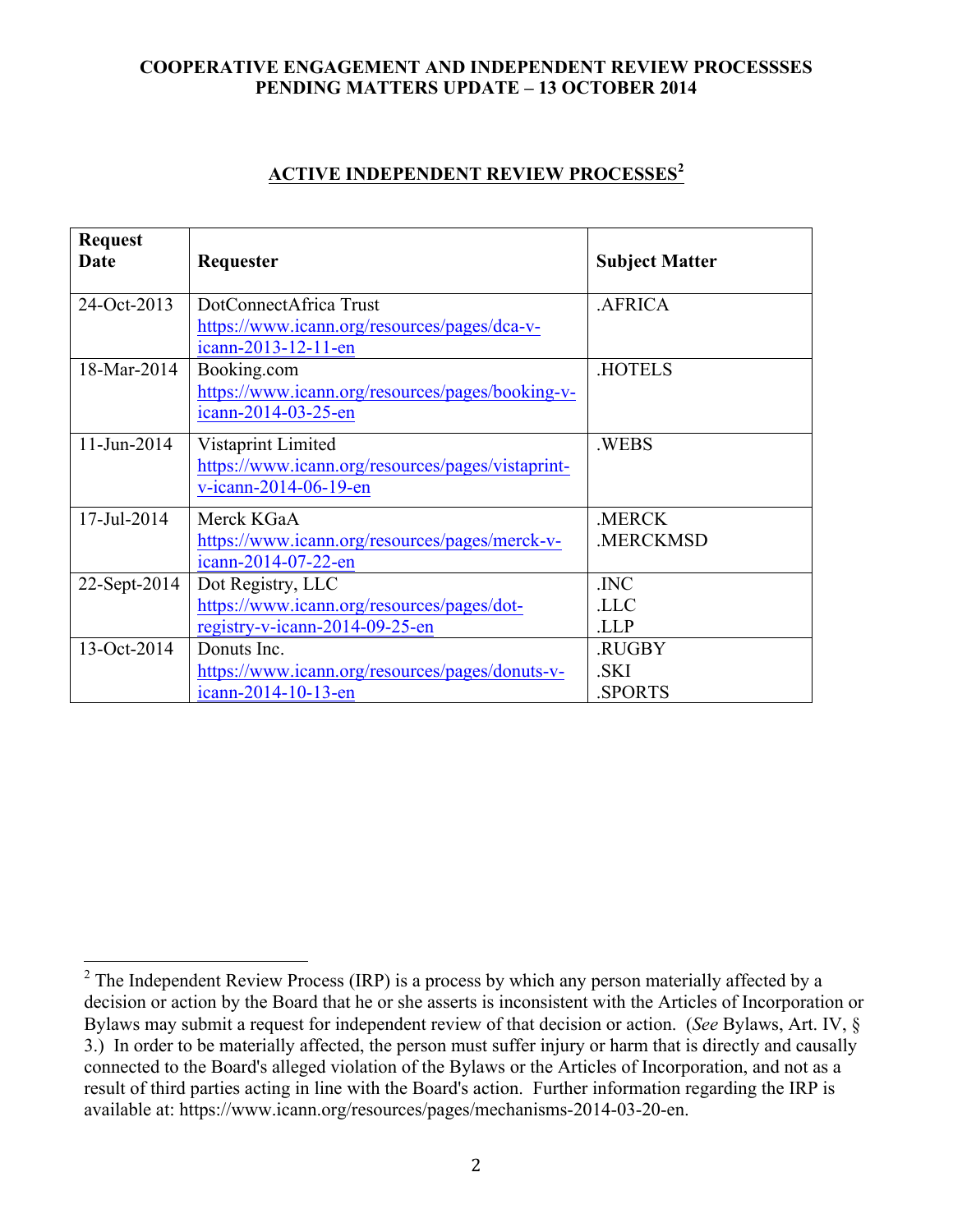**COOPERATIVE ENGAGEMENT AND INDEPENDENT REVIEW PROCESSSES**
**PENDING MATTERS UPDATE – 13 OCTOBER 2014**

## ACTIVE INDEPENDENT REVIEW PROCESSES[2]

| Request Date | Requester | Subject Matter |
|---|---|---|
| 24-Oct-2013 | DotConnectAfrica Trust https://www.icann.org/resources/pages/dca-v-icann-2013-12-11-en | .AFRICA |
| 18-Mar-2014 | Booking.com https://www.icann.org/resources/pages/booking-v-icann-2014-03-25-en | .HOTELS |
| 11-Jun-2014 | Vistaprint Limited https://www.icann.org/resources/pages/vistaprint-v-icann-2014-06-19-en | .WEBS |
| 17-Jul-2014 | Merck KGaA https://www.icann.org/resources/pages/merck-v-icann-2014-07-22-en | .MERCK<br>.MERCKMSD |
| 22-Sept-2014 | Dot Registry, LLC https://www.icann.org/resources/pages/dot-registry-v-icann-2014-09-25-en | .INC<br>.LLC<br>.LLP |
| 13-Oct-2014 | Donuts Inc. https://www.icann.org/resources/pages/donuts-v-icann-2014-10-13-en | .RUGBY<br>.SKI<br>.SPORTS |

[2] The Independent Review Process (IRP) is a process by which any person materially affected by a decision or action by the Board that he or she asserts is inconsistent with the Articles of Incorporation or Bylaws may submit a request for independent review of that decision or action. (*See* Bylaws, Art. IV, § 3.) In order to be materially affected, the person must suffer injury or harm that is directly and causally connected to the Board's alleged violation of the Bylaws or the Articles of Incorporation, and not as a result of third parties acting in line with the Board's action. Further information regarding the IRP is available at: https://www.icann.org/resources/pages/mechanisms-2014-03-20-en.